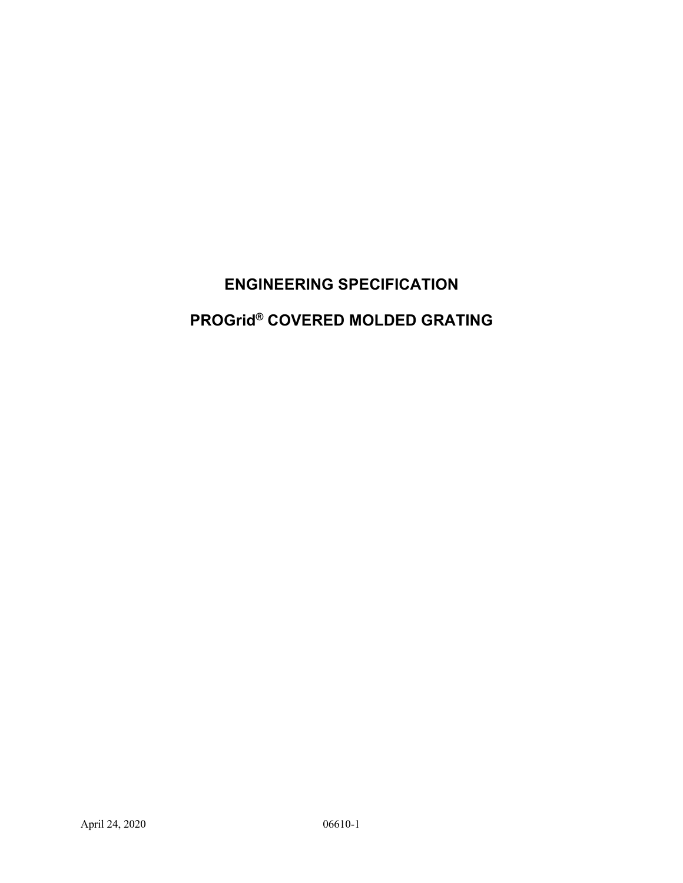# ENGINEERING SPECIFICATION

# PROGrid® COVERED MOLDED GRATING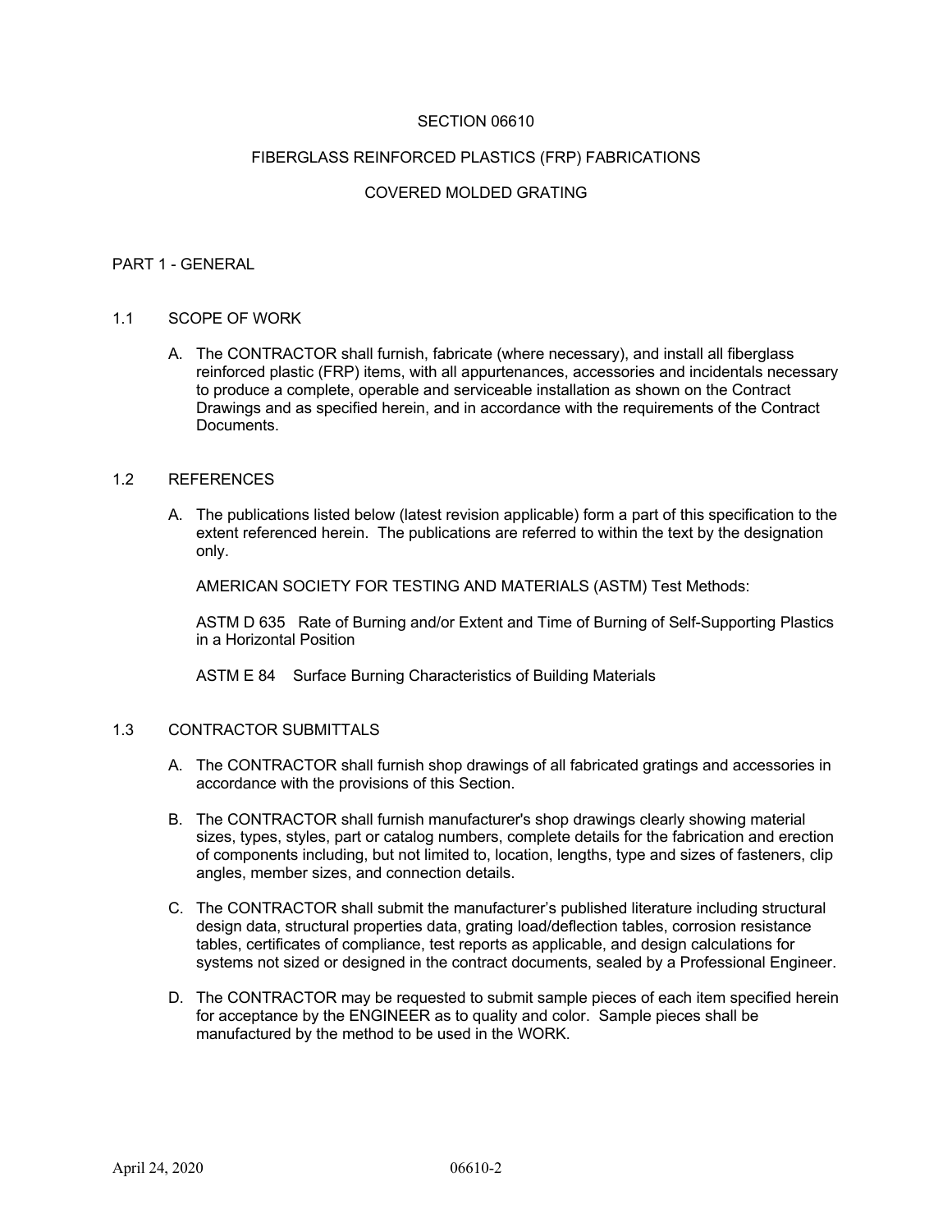# SECTION 06610

# FIBERGLASS REINFORCED PLASTICS (FRP) FABRICATIONS

# COVERED MOLDED GRATING

## PART 1 - GENERAL

### 1.1 SCOPE OF WORK

A. The CONTRACTOR shall furnish, fabricate (where necessary), and install all fiberglass reinforced plastic (FRP) items, with all appurtenances, accessories and incidentals necessary to produce a complete, operable and serviceable installation as shown on the Contract Drawings and as specified herein, and in accordance with the requirements of the Contract Documents.

### 1.2 REFERENCES

A. The publications listed below (latest revision applicable) form a part of this specification to the extent referenced herein. The publications are referred to within the text by the designation only.

AMERICAN SOCIETY FOR TESTING AND MATERIALS (ASTM) Test Methods:

ASTM D 635 Rate of Burning and/or Extent and Time of Burning of Self-Supporting Plastics in a Horizontal Position

ASTM E 84 Surface Burning Characteristics of Building Materials

### 1.3 CONTRACTOR SUBMITTALS

A. The CONTRACTOR shall furnish shop drawings of all fabricated gratings and accessories in accordance with the provisions of this Section.

B. The CONTRACTOR shall furnish manufacturer's shop drawings clearly showing material sizes, types, styles, part or catalog numbers, complete details for the fabrication and erection of components including, but not limited to, location, lengths, type and sizes of fasteners, clip angles, member sizes, and connection details.

C. The CONTRACTOR shall submit the manufacturer's published literature including structural design data, structural properties data, grating load/deflection tables, corrosion resistance tables, certificates of compliance, test reports as applicable, and design calculations for systems not sized or designed in the contract documents, sealed by a Professional Engineer.

D. The CONTRACTOR may be requested to submit sample pieces of each item specified herein for acceptance by the ENGINEER as to quality and color. Sample pieces shall be manufactured by the method to be used in the WORK.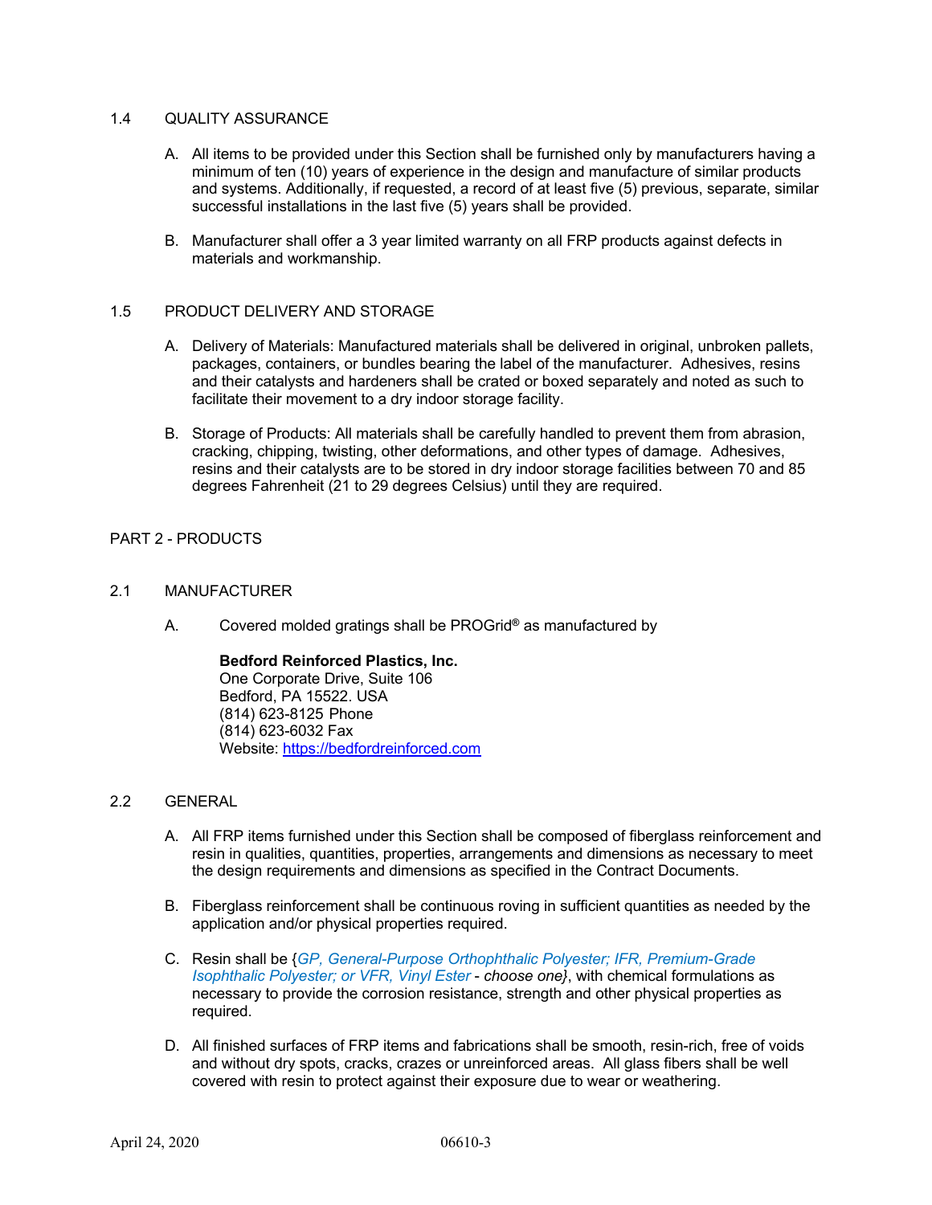## 1.4 QUALITY ASSURANCE

A. All items to be provided under this Section shall be furnished only by manufacturers having a minimum of ten (10) years of experience in the design and manufacture of similar products and systems. Additionally, if requested, a record of at least five (5) previous, separate, similar successful installations in the last five (5) years shall be provided.

B. Manufacturer shall offer a 3 year limited warranty on all FRP products against defects in materials and workmanship.

## 1.5 PRODUCT DELIVERY AND STORAGE

A. Delivery of Materials: Manufactured materials shall be delivered in original, unbroken pallets, packages, containers, or bundles bearing the label of the manufacturer. Adhesives, resins and their catalysts and hardeners shall be crated or boxed separately and noted as such to facilitate their movement to a dry indoor storage facility.

B. Storage of Products: All materials shall be carefully handled to prevent them from abrasion, cracking, chipping, twisting, other deformations, and other types of damage. Adhesives, resins and their catalysts are to be stored in dry indoor storage facilities between 70 and 85 degrees Fahrenheit (21 to 29 degrees Celsius) until they are required.

# PART 2 - PRODUCTS

## 2.1 MANUFACTURER

A. Covered molded gratings shall be PROGrid® as manufactured by

**Bedford Reinforced Plastics, Inc.**
One Corporate Drive, Suite 106
Bedford, PA 15522. USA
(814) 623-8125 Phone
(814) 623-6032 Fax
Website: [https://bedfordreinforced.com](https://bedfordreinforced.com)

## 2.2 GENERAL

A. All FRP items furnished under this Section shall be composed of fiberglass reinforcement and resin in qualities, quantities, properties, arrangements and dimensions as necessary to meet the design requirements and dimensions as specified in the Contract Documents.

B. Fiberglass reinforcement shall be continuous roving in sufficient quantities as needed by the application and/or physical properties required.

C. Resin shall be {*GP, General-Purpose Orthophthalic Polyester; IFR, Premium-Grade Isophthalic Polyester; or VFR, Vinyl Ester - choose one*}, with chemical formulations as necessary to provide the corrosion resistance, strength and other physical properties as required.

D. All finished surfaces of FRP items and fabrications shall be smooth, resin-rich, free of voids and without dry spots, cracks, crazes or unreinforced areas. All glass fibers shall be well covered with resin to protect against their exposure due to wear or weathering.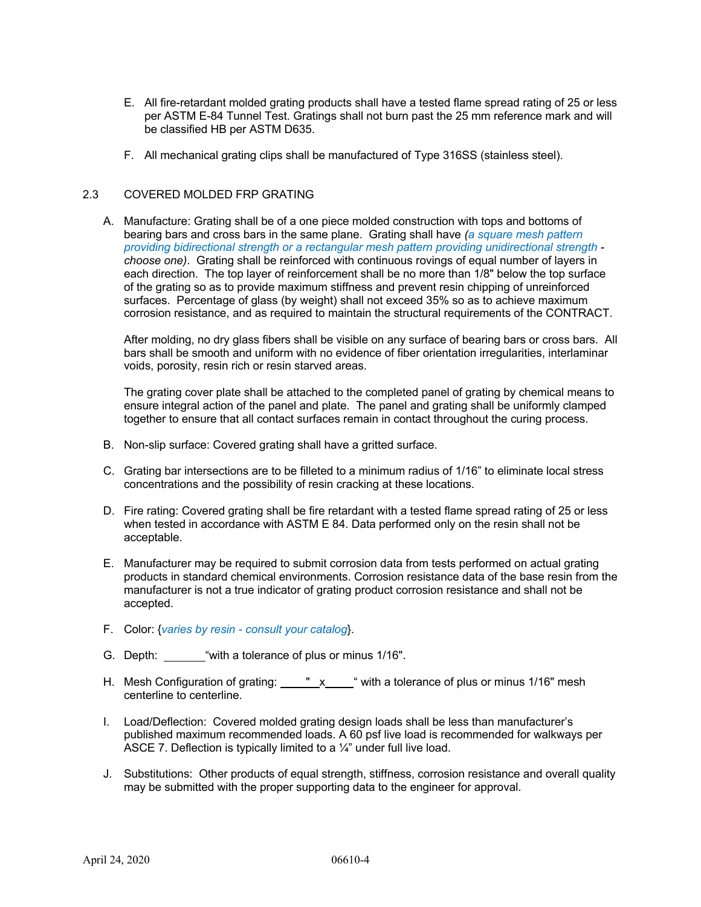E. All fire-retardant molded grating products shall have a tested flame spread rating of 25 or less per ASTM E-84 Tunnel Test. Gratings shall not burn past the 25 mm reference mark and will be classified HB per ASTM D635.

F. All mechanical grating clips shall be manufactured of Type 316SS (stainless steel).

## 2.3 COVERED MOLDED FRP GRATING

A. Manufacture: Grating shall be of a one piece molded construction with tops and bottoms of bearing bars and cross bars in the same plane. Grating shall have *(a square mesh pattern providing bidirectional strength or a rectangular mesh pattern providing unidirectional strength - choose one)*. Grating shall be reinforced with continuous rovings of equal number of layers in each direction. The top layer of reinforcement shall be no more than 1/8" below the top surface of the grating so as to provide maximum stiffness and prevent resin chipping of unreinforced surfaces. Percentage of glass (by weight) shall not exceed 35% so as to achieve maximum corrosion resistance, and as required to maintain the structural requirements of the CONTRACT.

After molding, no dry glass fibers shall be visible on any surface of bearing bars or cross bars. All bars shall be smooth and uniform with no evidence of fiber orientation irregularities, interlaminar voids, porosity, resin rich or resin starved areas.

The grating cover plate shall be attached to the completed panel of grating by chemical means to ensure integral action of the panel and plate. The panel and grating shall be uniformly clamped together to ensure that all contact surfaces remain in contact throughout the curing process.

B. Non-slip surface: Covered grating shall have a gritted surface.

C. Grating bar intersections are to be filleted to a minimum radius of 1/16” to eliminate local stress concentrations and the possibility of resin cracking at these locations.

D. Fire rating: Covered grating shall be fire retardant with a tested flame spread rating of 25 or less when tested in accordance with ASTM E 84. Data performed only on the resin shall not be acceptable.

E. Manufacturer may be required to submit corrosion data from tests performed on actual grating products in standard chemical environments. Corrosion resistance data of the base resin from the manufacturer is not a true indicator of grating product corrosion resistance and shall not be accepted.

F. Color: {*varies by resin - consult your catalog*}.

G. Depth: _______“with a tolerance of plus or minus 1/16".

H. Mesh Configuration of grating: _____"_x_____“ with a tolerance of plus or minus 1/16" mesh centerline to centerline.

I. Load/Deflection: Covered molded grating design loads shall be less than manufacturer’s published maximum recommended loads. A 60 psf live load is recommended for walkways per ASCE 7. Deflection is typically limited to a ¼” under full live load.

J. Substitutions: Other products of equal strength, stiffness, corrosion resistance and overall quality may be submitted with the proper supporting data to the engineer for approval.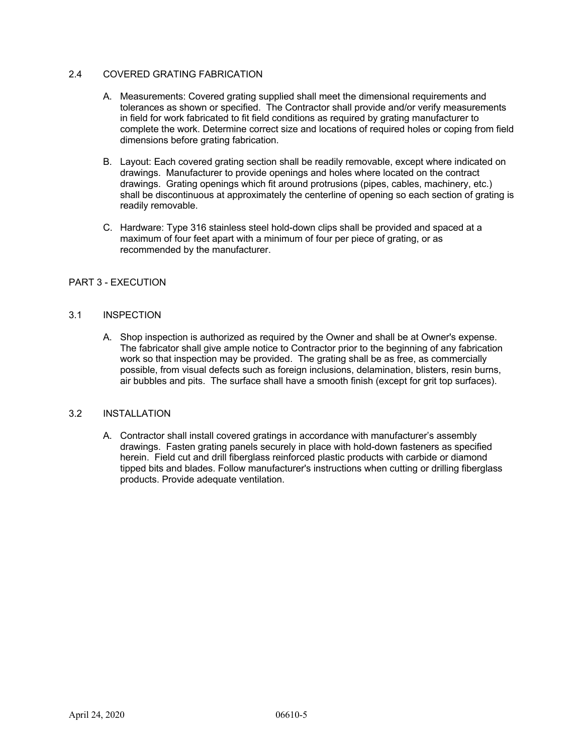## 2.4 COVERED GRATING FABRICATION

A. Measurements: Covered grating supplied shall meet the dimensional requirements and tolerances as shown or specified. The Contractor shall provide and/or verify measurements in field for work fabricated to fit field conditions as required by grating manufacturer to complete the work. Determine correct size and locations of required holes or coping from field dimensions before grating fabrication.

B. Layout: Each covered grating section shall be readily removable, except where indicated on drawings. Manufacturer to provide openings and holes where located on the contract drawings. Grating openings which fit around protrusions (pipes, cables, machinery, etc.) shall be discontinuous at approximately the centerline of opening so each section of grating is readily removable.

C. Hardware: Type 316 stainless steel hold-down clips shall be provided and spaced at a maximum of four feet apart with a minimum of four per piece of grating, or as recommended by the manufacturer.

# PART 3 - EXECUTION

## 3.1 INSPECTION

A. Shop inspection is authorized as required by the Owner and shall be at Owner's expense. The fabricator shall give ample notice to Contractor prior to the beginning of any fabrication work so that inspection may be provided. The grating shall be as free, as commercially possible, from visual defects such as foreign inclusions, delamination, blisters, resin burns, air bubbles and pits. The surface shall have a smooth finish (except for grit top surfaces).

## 3.2 INSTALLATION

A. Contractor shall install covered gratings in accordance with manufacturer's assembly drawings. Fasten grating panels securely in place with hold-down fasteners as specified herein. Field cut and drill fiberglass reinforced plastic products with carbide or diamond tipped bits and blades. Follow manufacturer's instructions when cutting or drilling fiberglass products. Provide adequate ventilation.